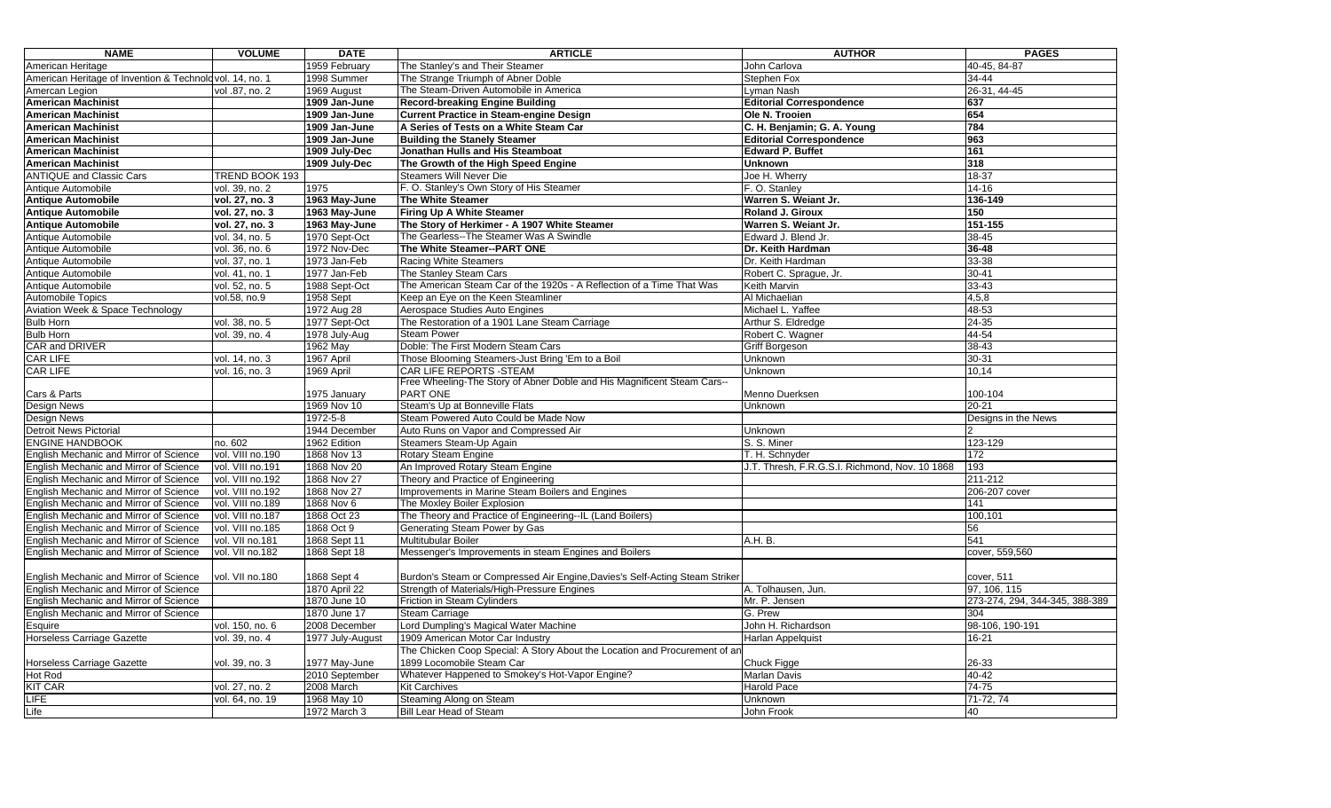| NAME | VOLUME | DATE | ARTICLE | AUTHOR | PAGES |
|---|---|---|---|---|---|
| American Heritage | | 1959 February | The Stanley's and Their Steamer | John Carlova | 40-45, 84-87 |
| American Heritage of Invention & Technolo | vol. 14, no. 1 | 1998 Summer | The Strange Triumph of Abner Doble | Stephen Fox | 34-44 |
| Amercan Legion | vol .87, no. 2 | 1969 August | The Steam-Driven Automobile in America | Lyman Nash | 26-31, 44-45 |
| **American Machinist** | | **1909 Jan-June** | **Record-breaking Engine Building** | **Editorial Correspondence** | **637** |
| **American Machinist** | | **1909 Jan-June** | **Current Practice in Steam-engine Design** | **Ole N. Trooien** | **654** |
| **American Machinist** | | **1909 Jan-June** | **A Series of Tests on a White Steam Car** | **C. H. Benjamin; G. A. Young** | **784** |
| **American Machinist** | | **1909 Jan-June** | **Building the Stanely Steamer** | **Editorial Correspondence** | **963** |
| **American Machinist** | | **1909 July-Dec** | **Jonathan Hulls and His Steamboat** | **Edward P. Buffet** | **161** |
| **American Machinist** | | **1909 July-Dec** | **The Growth of the High Speed Engine** | **Unknown** | **318** |
| ANTIQUE and Classic Cars | TREND BOOK 193 | | Steamers Will Never Die | Joe H. Wherry | 18-37 |
| Antique Automobile | vol. 39, no. 2 | 1975 | F. O. Stanley's Own Story of His Steamer | F. O. Stanley | 14-16 |
| **Antique Automobile** | **vol. 27, no. 3** | **1963 May-June** | **The White Steamer** | **Warren S. Weiant Jr.** | **136-149** |
| **Antique Automobile** | **vol. 27, no. 3** | **1963 May-June** | **Firing Up A White Steamer** | **Roland J. Giroux** | **150** |
| **Antique Automobile** | **vol. 27, no. 3** | **1963 May-June** | **The Story of Herkimer - A 1907 White Steamer** | **Warren S. Weiant Jr.** | **151-155** |
| Antique Automobile | vol. 34, no. 5 | 1970 Sept-Oct | The Gearless--The Steamer Was A Swindle | Edward J. Blend Jr. | 38-45 |
| Antique Automobile | vol. 36, no. 6 | 1972 Nov-Dec | **The White Steamer--PART ONE** | **Dr. Keith Hardman** | **36-48** |
| Antique Automobile | vol. 37, no. 1 | 1973 Jan-Feb | Racing White Steamers | Dr. Keith Hardman | 33-38 |
| Antique Automobile | vol. 41, no. 1 | 1977 Jan-Feb | The Stanley Steam Cars | Robert C. Sprague, Jr. | 30-41 |
| Antique Automobile | vol. 52, no. 5 | 1988 Sept-Oct | The American Steam Car of the 1920s - A Reflection of a Time That Was | Keith Marvin | 33-43 |
| Automobile Topics | vol.58, no.9 | 1958 Sept | Keep an Eye on the Keen Steamliner | Al Michaelian | 4,5,8 |
| Aviation Week & Space Technology | | 1972 Aug 28 | Aerospace Studies Auto Engines | Michael L. Yaffee | 48-53 |
| Bulb Horn | vol. 38, no. 5 | 1977 Sept-Oct | The Restoration of a 1901 Lane Steam Carriage | Arthur S. Eldredge | 24-35 |
| Bulb Horn | vol. 39, no. 4 | 1978 July-Aug | Steam Power | Robert C. Wagner | 44-54 |
| CAR and DRIVER | | 1962 May | Doble: The First Modern Steam Cars | Griff Borgeson | 38-43 |
| CAR LIFE | vol. 14, no. 3 | 1967 April | Those Blooming Steamers-Just Bring 'Em to a Boil | Unknown | 30-31 |
| CAR LIFE | vol. 16, no. 3 | 1969 April | CAR LIFE REPORTS -STEAM | Unknown | 10,14 |
| Cars & Parts | | 1975 January | Free Wheeling-The Story of Abner Doble and His Magnificent Steam Cars--PART ONE | Menno Duerksen | 100-104 |
| Design News | | 1969 Nov 10 | Steam's Up at Bonneville Flats | Unknown | 20-21 |
| Design News | | 1972-5-8 | Steam Powered Auto Could be Made Now | | Designs in the News |
| Detroit News Pictorial | | 1944 December | Auto Runs on Vapor and Compressed Air | Unknown | 2 |
| ENGINE HANDBOOK | no. 602 | 1962 Edition | Steamers Steam-Up Again | S. S. Miner | 123-129 |
| English Mechanic and Mirror of Science | vol. VIII no.190 | 1868 Nov 13 | Rotary Steam Engine | T. H. Schnyder | 172 |
| English Mechanic and Mirror of Science | vol. VIII no.191 | 1868 Nov 20 | An Improved Rotary Steam Engine | J.T. Thresh, F.R.G.S.I. Richmond, Nov. 10 1868 | 193 |
| English Mechanic and Mirror of Science | vol. VIII no.192 | 1868 Nov 27 | Theory and Practice of Engineering | | 211-212 |
| English Mechanic and Mirror of Science | vol. VIII no.192 | 1868 Nov 27 | Improvements in Marine Steam Boilers and Engines | | 206-207 cover |
| English Mechanic and Mirror of Science | vol. VIII no.189 | 1868 Nov 6 | The Moxley Boiler Explosion | | 141 |
| English Mechanic and Mirror of Science | vol. VIII no.187 | 1868 Oct 23 | The Theory and Practice of Engineering--IL (Land Boilers) | | 100,101 |
| English Mechanic and Mirror of Science | vol. VIII no.185 | 1868 Oct 9 | Generating Steam Power by Gas | | 56 |
| English Mechanic and Mirror of Science | vol. VII no.181 | 1868 Sept 11 | Multitubular Boiler | A.H. B. | 541 |
| English Mechanic and Mirror of Science | vol. VII no.182 | 1868 Sept 18 | Messenger's Improvements in steam Engines and Boilers | | cover, 559,560 |
| English Mechanic and Mirror of Science | vol. VII no.180 | 1868 Sept 4 | Burdon's Steam or Compressed Air Engine,Davies's Self-Acting Steam Striker | | cover, 511 |
| English Mechanic and Mirror of Science | | 1870 April 22 | Strength of Materials/High-Pressure Engines | A. Tolhausen, Jun. | 97, 106, 115 |
| English Mechanic and Mirror of Science | | 1870 June 10 | Friction in Steam Cylinders | Mr. P. Jensen | 273-274, 294, 344-345, 388-389 |
| English Mechanic and Mirror of Science | | 1870 June 17 | Steam Carriage | G. Prew | 304 |
| Esquire | vol. 150, no. 6 | 2008 December | Lord Dumpling's Magical Water Machine | John H. Richardson | 98-106, 190-191 |
| Horseless Carriage Gazette | vol. 39, no. 4 | 1977 July-August | 1909 American Motor Car Industry | Harlan Appelquist | 16-21 |
| Horseless Carriage Gazette | vol. 39, no. 3 | 1977 May-June | The Chicken Coop Special: A Story About the Location and Procurement of an 1899 Locomobile Steam Car | Chuck Figge | 26-33 |
| Hot Rod | | 2010 September | Whatever Happened to Smokey's Hot-Vapor Engine? | Marlan Davis | 40-42 |
| KIT CAR | vol. 27, no. 2 | 2008 March | Kit Carchives | Harold Pace | 74-75 |
| LIFE | vol. 64, no. 19 | 1968 May 10 | Steaming Along on Steam | Unknown | 71-72, 74 |
| Life | | 1972 March 3 | Bill Lear Head of Steam | John Frook | 40 |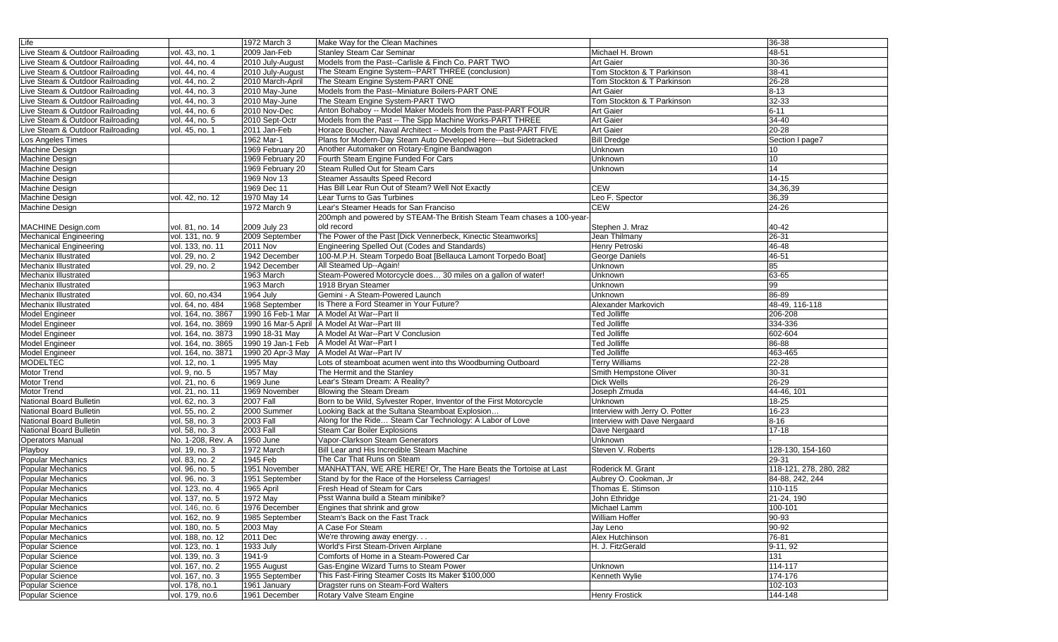| Life | | 1972 March 3 | Make Way for the Clean Machines | | 36-38 |
|---|---|---|---|---|---|
| Live Steam & Outdoor Railroading | vol. 43, no. 1 | 2009 Jan-Feb | Stanley Steam Car Seminar | Michael H. Brown | 48-51 |
| Live Steam & Outdoor Railroading | vol. 44, no. 4 | 2010 July-August | Models from the Past--Carlisle & Finch Co. PART TWO | Art Gaier | 30-36 |
| Live Steam & Outdoor Railroading | vol. 44, no. 4 | 2010 July-August | The Steam Engine System--PART THREE (conclusion) | Tom Stockton & T Parkinson | 38-41 |
| Live Steam & Outdoor Railroading | vol. 44, no. 2 | 2010 March-April | The Steam Engine System-PART ONE | Tom Stockton & T Parkinson | 26-28 |
| Live Steam & Outdoor Railroading | vol. 44, no. 3 | 2010 May-June | Models from the Past--Miniature Boilers-PART ONE | Art Gaier | 8-13 |
| Live Steam & Outdoor Railroading | vol. 44, no. 3 | 2010 May-June | The Steam Engine System-PART TWO | Tom Stockton & T Parkinson | 32-33 |
| Live Steam & Outdoor Railroading | vol. 44, no. 6 | 2010 Nov-Dec | Anton Bohaboy -- Model Maker Models from the Past-PART FOUR | Art Gaier | 6-11 |
| Live Steam & Outdoor Railroading | vol. 44, no. 5 | 2010 Sept-Octr | Models from the Past -- The Sipp Machine Works-PART THREE | Art Gaier | 34-40 |
| Live Steam & Outdoor Railroading | vol. 45, no. 1 | 2011 Jan-Feb | Horace Boucher, Naval Architect -- Models from the Past-PART FIVE | Art Gaier | 20-28 |
| Los Angeles Times | | 1962 Mar-1 | Plans for Modern-Day Steam Auto Developed Here---but Sidetracked | Bill Dredge | Section I page7 |
| Machine Design | | 1969 February 20 | Another Automaker on Rotary-Engine Bandwagon | Unknown | 10 |
| Machine Design | | 1969 February 20 | Fourth Steam Engine Funded For Cars | Unknown | 10 |
| Machine Design | | 1969 February 20 | Steam Rulled Out for Steam Cars | Unknown | 14 |
| Machine Design | | 1969 Nov 13 | Steamer Assaults Speed Record | | 14-15 |
| Machine Design | | 1969 Dec 11 | Has Bill Lear Run Out of Steam? Well Not Exactly | CEW | 34,36,39 |
| Machine Design | vol. 42, no. 12 | 1970 May 14 | Lear Turns to Gas Turbines | Leo F. Spector | 36,39 |
| Machine Design | | 1972 March 9 | Lear's Steamer Heads for San Franciso | CEW | 24-26 |
| MACHINE Design.com | vol. 81, no. 14 | 2009 July 23 | 200mph and powered by STEAM-The British Steam Team chases a 100-year-old record | Stephen J. Mraz | 40-42 |
| Mechanical Engineering | vol. 131, no. 9 | 2009 September | The Power of the Past [Dick Vennerbeck, Kinectic Steamworks] | Jean Thilmany | 26-31 |
| Mechanical Engineering | vol. 133, no. 11 | 2011 Nov | Engineering Spelled Out (Codes and Standards) | Henry Petroski | 46-48 |
| Mechanix Illustrated | vol. 29, no. 2 | 1942 December | 100-M.P.H. Steam Torpedo Boat [Bellauca Lamont Torpedo Boat] | George Daniels | 46-51 |
| Mechanix Illustrated | vol. 29, no. 2 | 1942 December | All Steamed Up--Again! | Unknown | 85 |
| Mechanix Illustrated | | 1963 March | Steam-Powered Motorcycle does… 30 miles on a gallon of water! | Unknown | 63-65 |
| Mechanix Illustrated | | 1963 March | 1918 Bryan Steamer | Unknown | 99 |
| Mechanix Illustrated | vol. 60, no.434 | 1964 July | Gemini - A Steam-Powered Launch | Unknown | 86-89 |
| Mechanix Illustrated | vol. 64, no. 484 | 1968 September | Is There a Ford Steamer in Your Future? | Alexander Markovich | 48-49, 116-118 |
| Model Engineer | vol. 164, no. 3867 | 1990 16 Feb-1 Mar | A Model At War--Part II | Ted Jolliffe | 206-208 |
| Model Engineer | vol. 164, no. 3869 | 1990 16 Mar-5 April | A Model At War--Part III | Ted Jolliffe | 334-336 |
| Model Engineer | vol. 164, no. 3873 | 1990 18-31 May | A Model At War--Part V Conclusion | Ted Jolliffe | 602-604 |
| Model Engineer | vol. 164, no. 3865 | 1990 19 Jan-1 Feb | A Model At War--Part I | Ted Jolliffe | 86-88 |
| Model Engineer | vol. 164, no. 3871 | 1990 20 Apr-3 May | A Model At War--Part IV | Ted Jolliffe | 463-465 |
| MODELTEC | vol. 12, no. 1 | 1995 May | Lots of steamboat acumen went into ths Woodburning Outboard | Terry Williams | 22-28 |
| Motor Trend | vol. 9, no. 5 | 1957 May | The Hermit and the Stanley | Smith Hempstone Oliver | 30-31 |
| Motor Trend | vol. 21, no. 6 | 1969 June | Lear's Steam Dream: A Reality? | Dick Wells | 26-29 |
| Motor Trend | vol. 21, no. 11 | 1969 November | Blowing the Steam Dream | Joseph Zmuda | 44-46, 101 |
| National Board Bulletin | vol. 62, no. 3 | 2007 Fall | Born to be Wild, Sylvester Roper, Inventor of the First Motorcycle | Unknown | 18-25 |
| National Board Bulletin | vol. 55, no. 2 | 2000 Summer | Looking Back at the Sultana Steamboat Explosion… | Interview with Jerry O. Potter | 16-23 |
| National Board Bulletin | vol. 58, no. 3 | 2003 Fall | Along for the Ride… Steam Car Technology: A Labor of Love | Interview with Dave Nergaard | 8-16 |
| National Board Bulletin | vol. 58, no. 3 | 2003 Fall | Steam Car Boiler Explosions | Dave Nergaard | 17-18 |
| Operators Manual | No. 1-208, Rev. A | 1950 June | Vapor-Clarkson Steam Generators | Unknown | - |
| Playboy | vol. 19, no. 3 | 1972 March | Bill Lear and His Incredible Steam Machine | Steven V. Roberts | 128-130, 154-160 |
| Popular Mechanics | vol. 83, no. 2 | 1945 Feb | The Car That Runs on Steam | | 29-31 |
| Popular Mechanics | vol. 96, no. 5 | 1951 November | MANHATTAN, WE ARE HERE! Or, The Hare Beats the Tortoise at Last | Roderick M. Grant | 118-121, 278, 280, 282 |
| Popular Mechanics | vol. 96, no. 3 | 1951 September | Stand by for the Race of the Horseless Carriages! | Aubrey O. Cookman, Jr | 84-88, 242, 244 |
| Popular Mechanics | vol. 123, no. 4 | 1965 April | Fresh Head of Steam for Cars | Thomas E. Stimson | 110-115 |
| Popular Mechanics | vol. 137, no. 5 | 1972 May | Psst Wanna build a Steam minibike? | John Ethridge | 21-24, 190 |
| Popular Mechanics | vol. 146, no. 6 | 1976 December | Engines that shrink and grow | Michael Lamm | 100-101 |
| Popular Mechanics | vol. 162, no. 9 | 1985 September | Steam's Back on the Fast Track | William Hoffer | 90-93 |
| Popular Mechanics | vol. 180, no. 5 | 2003 May | A Case For Steam | Jay Leno | 90-92 |
| Popular Mechanics | vol. 188, no. 12 | 2011 Dec | We're throwing away energy. . . | Alex Hutchinson | 76-81 |
| Popular Science | vol. 123, no. 1 | 1933 July | World's First Steam-Driven Airplane | H. J. FitzGerald | 9-11, 92 |
| Popular Science | vol. 139, no. 3 | 1941-9 | Comforts of Home in a Steam-Powered Car | | 131 |
| Popular Science | vol. 167, no. 2 | 1955 August | Gas-Engine Wizard Turns to Steam Power | Unknown | 114-117 |
| Popular Science | vol. 167, no. 3 | 1955 September | This Fast-Firing Steamer Costs Its Maker $100,000 | Kenneth Wylie | 174-176 |
| Popular Science | vol. 178, no.1 | 1961 January | Dragster runs on Steam-Ford Walters | | 102-103 |
| Popular Science | vol. 179, no.6 | 1961 December | Rotary Valve Steam Engine | Henry Frostick | 144-148 |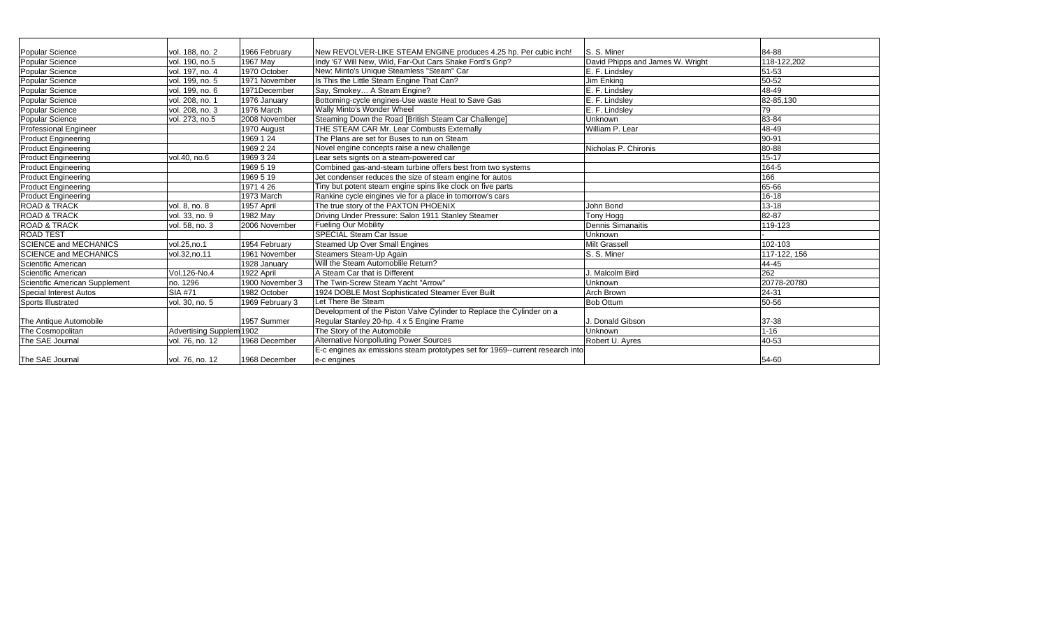| | | | | | |
|---|---|---|---|---|---|
| Popular Science | vol. 188, no. 2 | 1966 February | New REVOLVER-LIKE STEAM ENGINE produces 4.25 hp. Per cubic inch! | S. S. Miner | 84-88 |
| Popular Science | vol. 190, no.5 | 1967 May | Indy '67 Will New, Wild, Far-Out Cars Shake Ford's Grip? | David Phipps and James W. Wright | 118-122,202 |
| Popular Science | vol. 197, no. 4 | 1970 October | New: Minto's Unique Steamless "Steam" Car | E. F. Lindsley | 51-53 |
| Popular Science | vol. 199, no. 5 | 1971 November | Is This the Little Steam Engine That Can? | Jim Enking | 50-52 |
| Popular Science | vol. 199, no. 6 | 1971December | Say, Smokey… A Steam Engine? | E. F. Lindsley | 48-49 |
| Popular Science | vol. 208, no. 1 | 1976 January | Bottoming-cycle engines-Use waste Heat to Save Gas | E. F. Lindsley | 82-85,130 |
| Popular Science | vol. 208, no. 3 | 1976 March | Wally Minto's Wonder Wheel | E. F. Lindsley | 79 |
| Popular Science | vol. 273, no.5 | 2008 November | Steaming Down the Road [British Steam Car Challenge] | Unknown | 83-84 |
| Professional Engineer | | 1970 August | THE STEAM CAR Mr. Lear Combusts Externally | William P. Lear | 48-49 |
| Product Engineering | | 1969 1 24 | The Plans are set for Buses to run on Steam | | 90-91 |
| Product Engineering | | 1969 2 24 | Novel engine concepts raise a new challenge | Nicholas P. Chironis | 80-88 |
| Product Engineering | vol.40, no.6 | 1969 3 24 | Lear sets signts on a steam-powered car | | 15-17 |
| Product Engineering | | 1969 5 19 | Combined gas-and-steam turbine offers best from two systems | | 164-5 |
| Product Engineering | | 1969 5 19 | Jet condenser reduces the size of steam engine for autos | | 166 |
| Product Engineering | | 1971 4 26 | Tiny but potent steam engine spins like clock on five parts | | 65-66 |
| Product Engineering | | 1973 March | Rankine cycle eingines vie for a place in tomorrow's cars | | 16-18 |
| ROAD & TRACK | vol. 8, no. 8 | 1957 April | The true story of the PAXTON PHOENIX | John Bond | 13-18 |
| ROAD & TRACK | vol. 33, no. 9 | 1982 May | Driving Under Pressure: Salon 1911 Stanley Steamer | Tony Hogg | 82-87 |
| ROAD & TRACK | vol. 58, no. 3 | 2006 November | Fueling Our Mobility | Dennis Simanaitis | 119-123 |
| ROAD TEST | | | SPECIAL Steam Car Issue | Unknown | - |
| SCIENCE and MECHANICS | vol.25,no.1 | 1954 February | Steamed Up Over Small Engines | Milt Grassell | 102-103 |
| SCIENCE and MECHANICS | vol.32,no.11 | 1961 November | Steamers Steam-Up Again | S. S. Miner | 117-122, 156 |
| Scientific American | | 1928 January | Will the Steam Automoblile Return? | | 44-45 |
| Scientific American | Vol.126-No.4 | 1922 April | A Steam Car that is Different | J. Malcolm Bird | 262 |
| Scientific American Supplement | no. 1296 | 1900 November 3 | The Twin-Screw Steam Yacht "Arrow" | Unknown | 20778-20780 |
| Special Interest Autos | SIA #71 | 1982 October | 1924 DOBLE Most Sophisticated Steamer Ever Built | Arch Brown | 24-31 |
| Sports Illustrated | vol. 30, no. 5 | 1969 February 3 | Let There Be Steam | Bob Ottum | 50-56 |
| The Antique Automobile | | 1957 Summer | Development of the Piston Valve Cylinder to Replace the Cylinder on a Regular Stanley 20-hp. 4 x 5 Engine Frame | J. Donald Gibson | 37-38 |
| The Cosmopolitan | Advertising Supplem | 1902 | The Story of the Automobile | Unknown | 1-16 |
| The SAE Journal | vol. 76, no. 12 | 1968 December | Alternative Nonpolluting Power Sources | Robert U. Ayres | 40-53 |
| The SAE Journal | vol. 76, no. 12 | 1968 December | E-c engines ax emissions steam prototypes set for 1969--current research into e-c engines | | 54-60 |